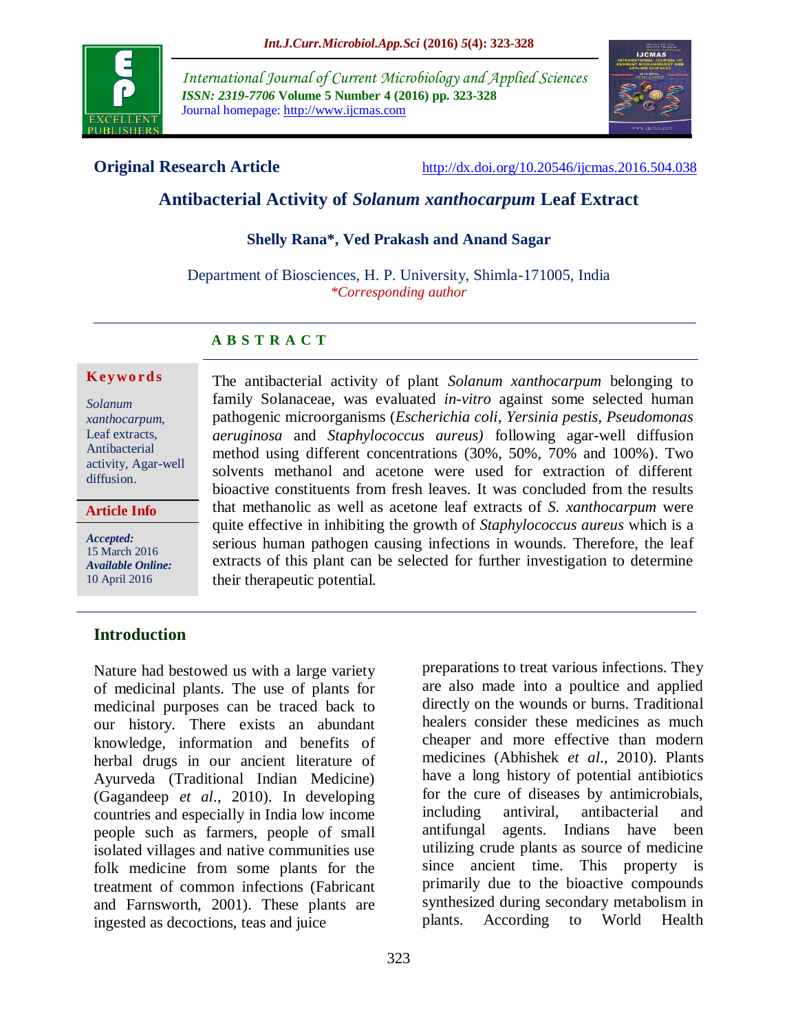**Original Research Article** http://dx.doi.org/10.20546/ijcmas.2016.504.038

# Antibacterial Activity of *Solanum xanthocarpum* Leaf Extract

**Shelly Rana\*, Ved Prakash and Anand Sagar**

Department of Biosciences, H. P. University, Shimla-171005, India
*\*Corresponding author*

## ABSTRACT

**Keywords**

*Solanum xanthocarpum*, Leaf extracts, Antibacterial activity, Agar-well diffusion.

**Article Info**

***Accepted:*** 15 March 2016
***Available Online:*** 10 April 2016

The antibacterial activity of plant *Solanum xanthocarpum* belonging to family Solanaceae, was evaluated *in-vitro* against some selected human pathogenic microorganisms (*Escherichia coli*, *Yersinia pestis*, *Pseudomonas aeruginosa* and *Staphylococcus aureus)* following agar-well diffusion method using different concentrations (30%, 50%, 70% and 100%). Two solvents methanol and acetone were used for extraction of different bioactive constituents from fresh leaves. It was concluded from the results that methanolic as well as acetone leaf extracts of *S. xanthocarpum* were quite effective in inhibiting the growth of *Staphylococcus aureus* which is a serious human pathogen causing infections in wounds. Therefore, the leaf extracts of this plant can be selected for further investigation to determine their therapeutic potential.

## Introduction

Nature had bestowed us with a large variety of medicinal plants. The use of plants for medicinal purposes can be traced back to our history. There exists an abundant knowledge, information and benefits of herbal drugs in our ancient literature of Ayurveda (Traditional Indian Medicine) (Gagandeep *et al*., 2010). In developing countries and especially in India low income people such as farmers, people of small isolated villages and native communities use folk medicine from some plants for the treatment of common infections (Fabricant and Farnsworth, 2001). These plants are ingested as decoctions, teas and juice preparations to treat various infections. They are also made into a poultice and applied directly on the wounds or burns. Traditional healers consider these medicines as much cheaper and more effective than modern medicines (Abhishek *et al*., 2010). Plants have a long history of potential antibiotics for the cure of diseases by antimicrobials, including antiviral, antibacterial and antifungal agents. Indians have been utilizing crude plants as source of medicine since ancient time. This property is primarily due to the bioactive compounds synthesized during secondary metabolism in plants. According to World Health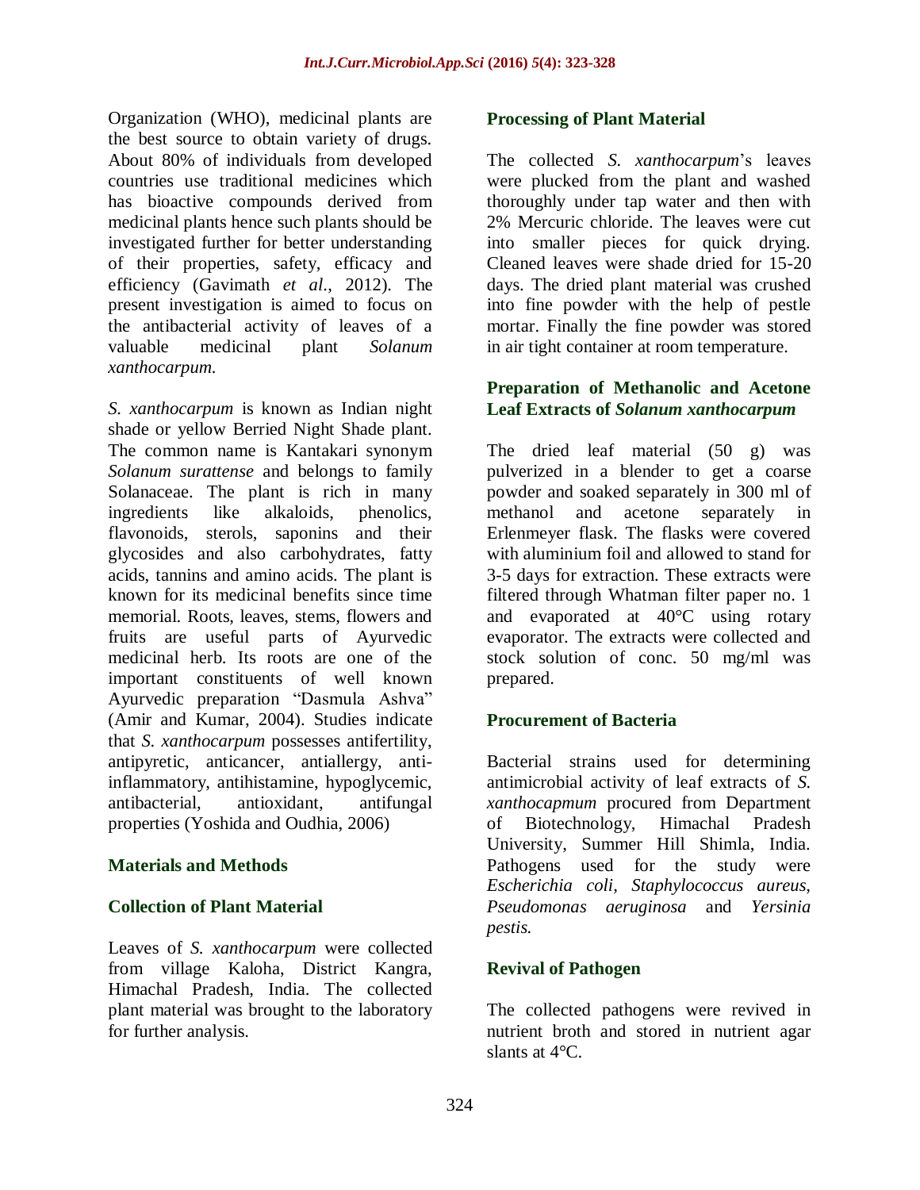Organization (WHO), medicinal plants are the best source to obtain variety of drugs. About 80% of individuals from developed countries use traditional medicines which has bioactive compounds derived from medicinal plants hence such plants should be investigated further for better understanding of their properties, safety, efficacy and efficiency (Gavimath *et al*., 2012). The present investigation is aimed to focus on the antibacterial activity of leaves of a valuable medicinal plant *Solanum xanthocarpum.*

*S. xanthocarpum* is known as Indian night shade or yellow Berried Night Shade plant. The common name is Kantakari synonym *Solanum surattense* and belongs to family Solanaceae. The plant is rich in many ingredients like alkaloids, phenolics, flavonoids, sterols, saponins and their glycosides and also carbohydrates, fatty acids, tannins and amino acids. The plant is known for its medicinal benefits since time memorial. Roots, leaves, stems, flowers and fruits are useful parts of Ayurvedic medicinal herb. Its roots are one of the important constituents of well known Ayurvedic preparation "Dasmula Ashva" (Amir and Kumar, 2004). Studies indicate that *S. xanthocarpum* possesses antifertility, antipyretic, anticancer, antiallergy, anti-inflammatory, antihistamine, hypoglycemic, antibacterial, antioxidant, antifungal properties (Yoshida and Oudhia, 2006)

## Materials and Methods

### Collection of Plant Material

Leaves of *S. xanthocarpum* were collected from village Kaloha, District Kangra, Himachal Pradesh, India. The collected plant material was brought to the laboratory for further analysis.

### Processing of Plant Material

The collected *S. xanthocarpum*'s leaves were plucked from the plant and washed thoroughly under tap water and then with 2% Mercuric chloride. The leaves were cut into smaller pieces for quick drying. Cleaned leaves were shade dried for 15-20 days. The dried plant material was crushed into fine powder with the help of pestle mortar. Finally the fine powder was stored in air tight container at room temperature.

### Preparation of Methanolic and Acetone Leaf Extracts of *Solanum xanthocarpum*

The dried leaf material (50 g) was pulverized in a blender to get a coarse powder and soaked separately in 300 ml of methanol and acetone separately in Erlenmeyer flask. The flasks were covered with aluminium foil and allowed to stand for 3-5 days for extraction. These extracts were filtered through Whatman filter paper no. 1 and evaporated at 40°C using rotary evaporator. The extracts were collected and stock solution of conc. 50 mg/ml was prepared.

### Procurement of Bacteria

Bacterial strains used for determining antimicrobial activity of leaf extracts of *S. xanthocapmum* procured from Department of Biotechnology, Himachal Pradesh University, Summer Hill Shimla, India. Pathogens used for the study were *Escherichia coli*, *Staphylococcus aureus*, *Pseudomonas aeruginosa* and *Yersinia pestis.*

### Revival of Pathogen

The collected pathogens were revived in nutrient broth and stored in nutrient agar slants at 4°C.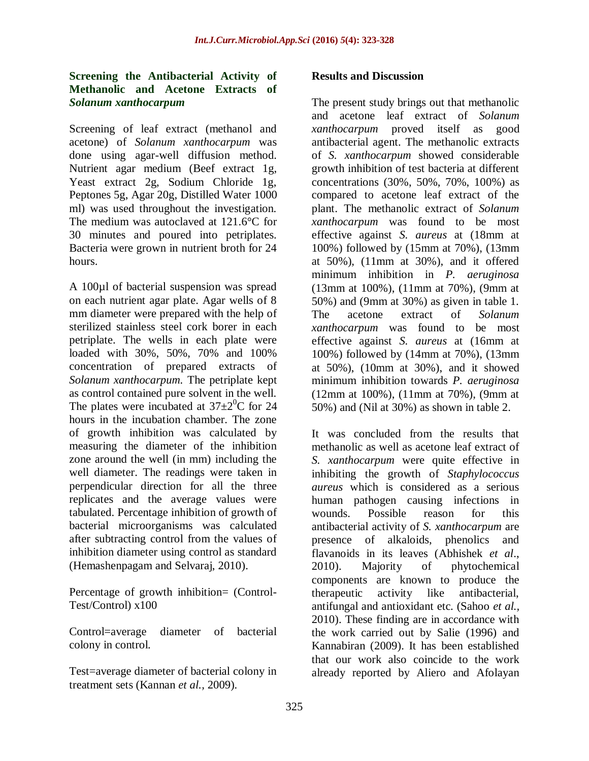### Screening the Antibacterial Activity of Methanolic and Acetone Extracts of *Solanum xanthocarpum*

Screening of leaf extract (methanol and acetone) of *Solanum xanthocarpum* was done using agar-well diffusion method. Nutrient agar medium (Beef extract 1g, Yeast extract 2g, Sodium Chloride 1g, Peptones 5g, Agar 20g, Distilled Water 1000 ml) was used throughout the investigation. The medium was autoclaved at 121.6°C for 30 minutes and poured into petriplates. Bacteria were grown in nutrient broth for 24 hours.

A 100µl of bacterial suspension was spread on each nutrient agar plate. Agar wells of 8 mm diameter were prepared with the help of sterilized stainless steel cork borer in each petriplate. The wells in each plate were loaded with 30%, 50%, 70% and 100% concentration of prepared extracts of *Solanum xanthocarpum.* The petriplate kept as control contained pure solvent in the well. The plates were incubated at $37\pm2^{0}$C for 24 hours in the incubation chamber. The zone of growth inhibition was calculated by measuring the diameter of the inhibition zone around the well (in mm) including the well diameter. The readings were taken in perpendicular direction for all the three replicates and the average values were tabulated. Percentage inhibition of growth of bacterial microorganisms was calculated after subtracting control from the values of inhibition diameter using control as standard (Hemashenpagam and Selvaraj, 2010).

Percentage of growth inhibition= (Control-Test/Control) x100

Control=average diameter of bacterial colony in control.

Test=average diameter of bacterial colony in treatment sets (Kannan *et al.*, 2009).

## Results and Discussion

The present study brings out that methanolic and acetone leaf extract of *Solanum xanthocarpum* proved itself as good antibacterial agent. The methanolic extracts of *S. xanthocarpum* showed considerable growth inhibition of test bacteria at different concentrations (30%, 50%, 70%, 100%) as compared to acetone leaf extract of the plant. The methanolic extract of *Solanum xanthocarpum* was found to be most effective against *S. aureus* at (18mm at 100%) followed by (15mm at 70%), (13mm at 50%), (11mm at 30%), and it offered minimum inhibition in *P. aeruginosa* (13mm at 100%), (11mm at 70%), (9mm at 50%) and (9mm at 30%) as given in table 1. The acetone extract of *Solanum xanthocarpum* was found to be most effective against *S. aureus* at (16mm at 100%) followed by (14mm at 70%), (13mm at 50%), (10mm at 30%), and it showed minimum inhibition towards *P. aeruginosa* (12mm at 100%), (11mm at 70%), (9mm at 50%) and (Nil at 30%) as shown in table 2.

It was concluded from the results that methanolic as well as acetone leaf extract of *S. xanthocarpum* were quite effective in inhibiting the growth of *Staphylococcus aureus* which is considered as a serious human pathogen causing infections in wounds. Possible reason for this antibacterial activity of *S. xanthocarpum* are presence of alkaloids, phenolics and flavanoids in its leaves (Abhishek *et al*., 2010). Majority of phytochemical components are known to produce the therapeutic activity like antibacterial, antifungal and antioxidant etc. (Sahoo *et al.*, 2010). These finding are in accordance with the work carried out by Salie (1996) and Kannabiran (2009). It has been established that our work also coincide to the work already reported by Aliero and Afolayan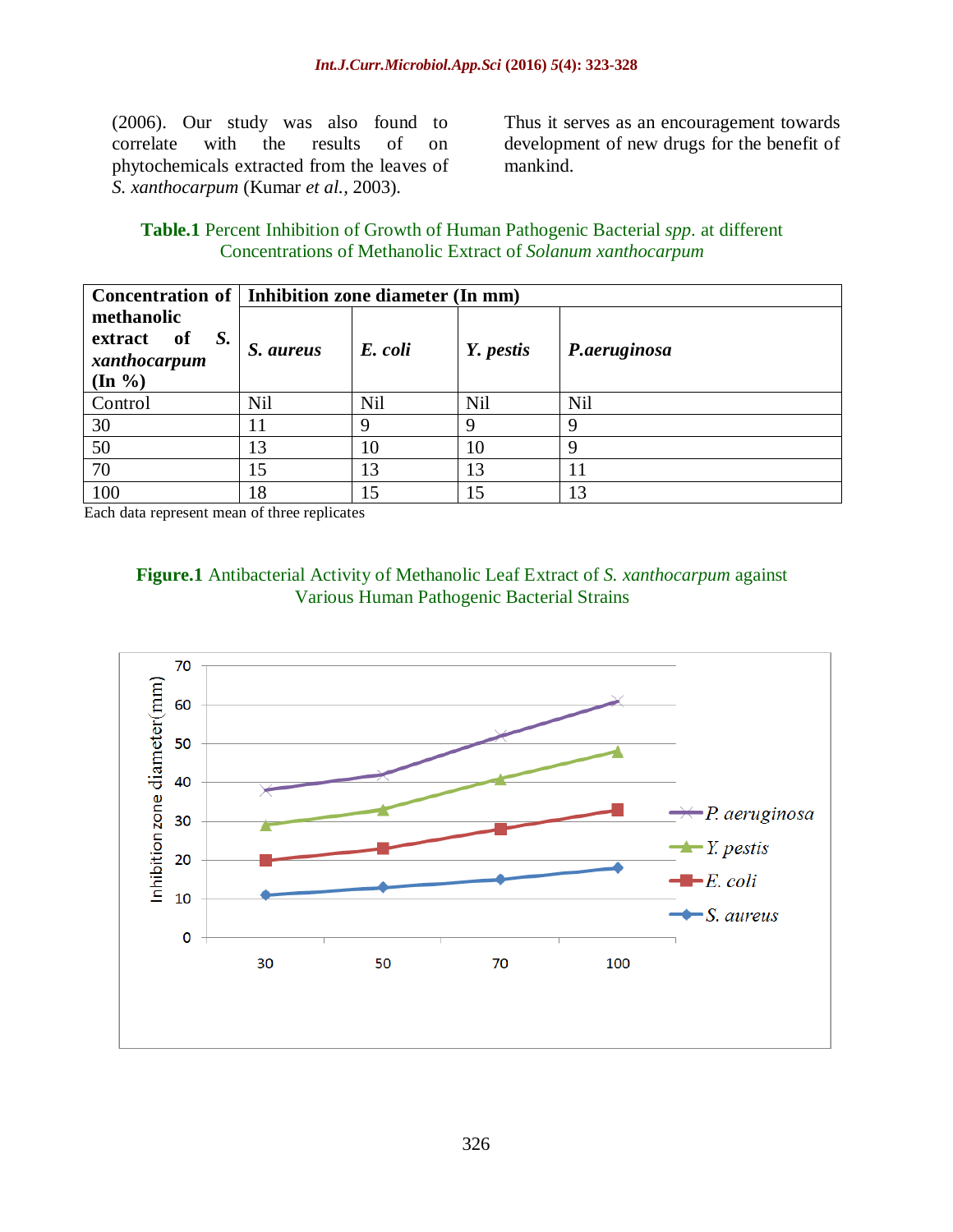(2006). Our study was also found to correlate with the results of on phytochemicals extracted from the leaves of *S. xanthocarpum* (Kumar *et al.*, 2003).

Thus it serves as an encouragement towards development of new drugs for the benefit of mankind.

**Table.1** Percent Inhibition of Growth of Human Pathogenic Bacterial *spp.* at different Concentrations of Methanolic Extract of *Solanum xanthocarpum*

| **Concentration of methanolic extract of *S. xanthocarpum* (In %)** | **Inhibition zone diameter (In mm)** | | | |
|---|---|---|---|---|
| | ***S. aureus*** | ***E. coli*** | ***Y. pestis*** | ***P.aeruginosa*** |
| Control | Nil | Nil | Nil | Nil |
| 30 | 11 | 9 | 9 | 9 |
| 50 | 13 | 10 | 10 | 9 |
| 70 | 15 | 13 | 13 | 11 |
| 100 | 18 | 15 | 15 | 13 |

Each data represent mean of three replicates

**Figure.1** Antibacterial Activity of Methanolic Leaf Extract of *S. xanthocarpum* against Various Human Pathogenic Bacterial Strains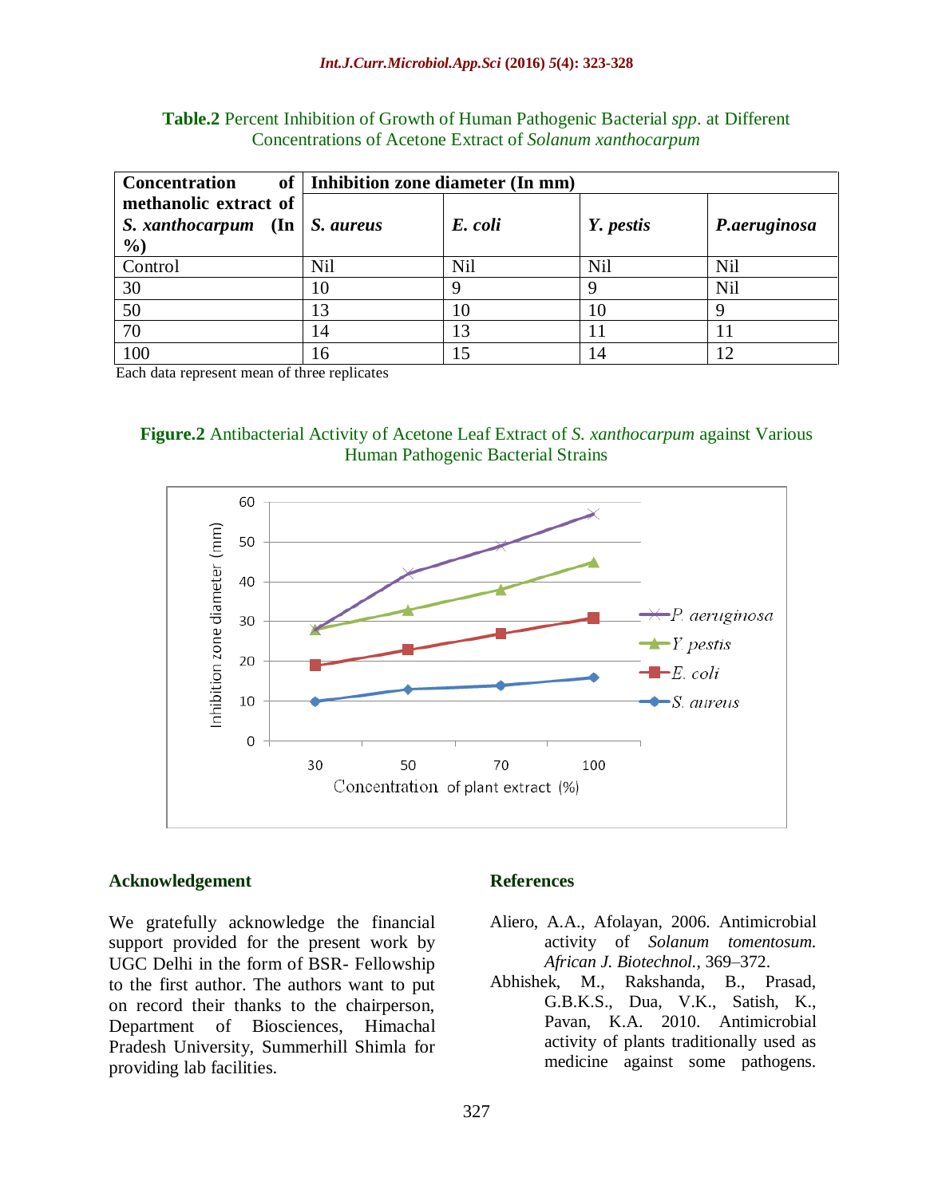**Table.2** Percent Inhibition of Growth of Human Pathogenic Bacterial *spp.* at Different Concentrations of Acetone Extract of *Solanum xanthocarpum*

| **Concentration of methanolic extract of *S. xanthocarpum* (In %)** | **Inhibition zone diameter (In mm)** | | | |
|---|---|---|---|---|
| | ***S. aureus*** | ***E. coli*** | ***Y. pestis*** | ***P.aeruginosa*** |
| Control | Nil | Nil | Nil | Nil |
| 30 | 10 | 9 | 9 | Nil |
| 50 | 13 | 10 | 10 | 9 |
| 70 | 14 | 13 | 11 | 11 |
| 100 | 16 | 15 | 14 | 12 |

Each data represent mean of three replicates

**Figure.2** Antibacterial Activity of Acetone Leaf Extract of *S. xanthocarpum* against Various Human Pathogenic Bacterial Strains

## Acknowledgement

We gratefully acknowledge the financial support provided for the present work by UGC Delhi in the form of BSR- Fellowship to the first author. The authors want to put on record their thanks to the chairperson, Department of Biosciences, Himachal Pradesh University, Summerhill Shimla for providing lab facilities.

## References

Aliero, A.A., Afolayan, 2006. Antimicrobial activity of *Solanum tomentosum*. *African J. Biotechnol.*, 369–372.

Abhishek, M., Rakshanda, B., Prasad, G.B.K.S., Dua, V.K., Satish, K., Pavan, K.A. 2010. Antimicrobial activity of plants traditionally used as medicine against some pathogens.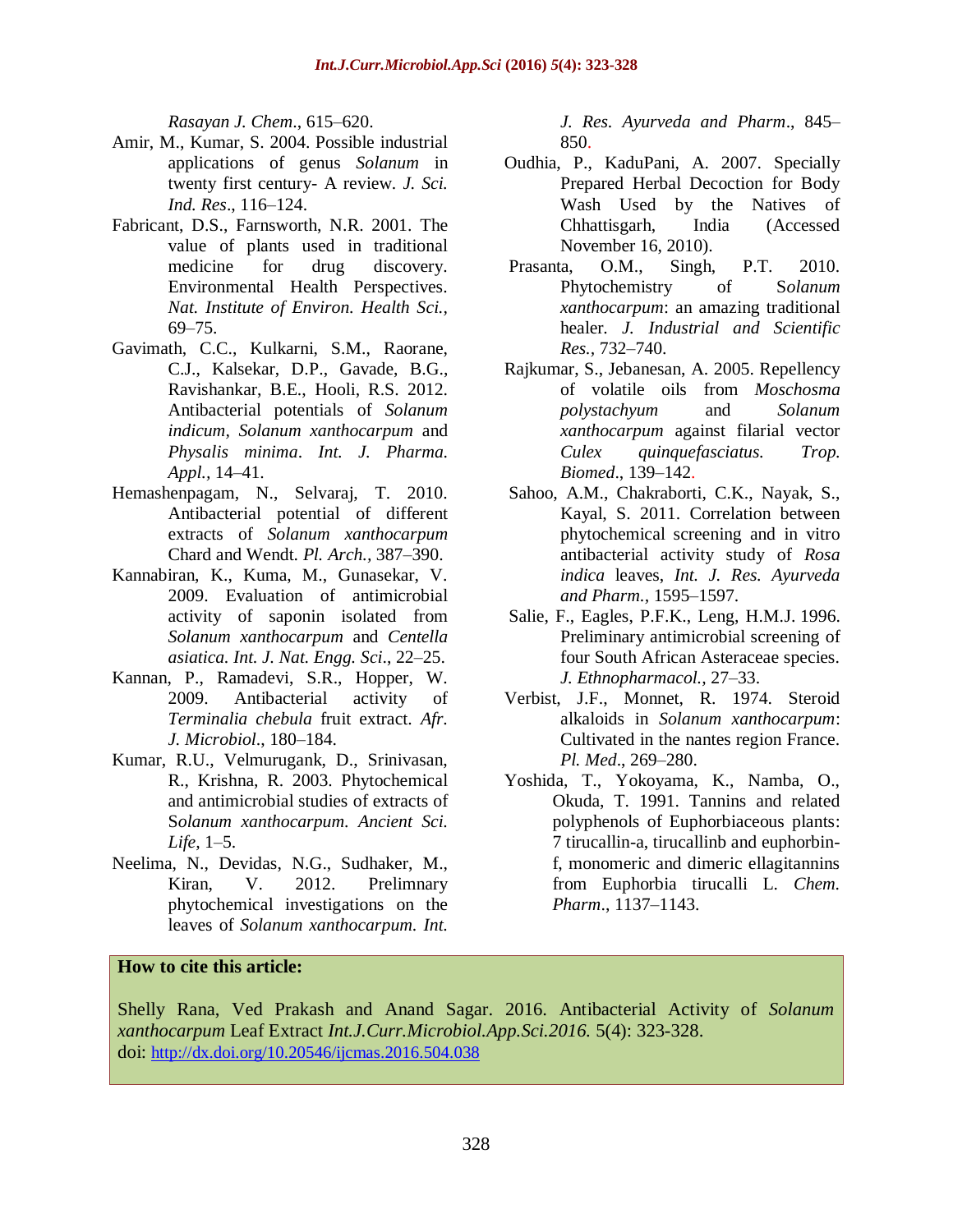*Rasayan J. Chem*., 615–620.

Amir, M., Kumar, S. 2004. Possible industrial applications of genus *Solanum* in twenty first century- A review. *J. Sci. Ind. Res*., 116–124.

Fabricant, D.S., Farnsworth, N.R. 2001. The value of plants used in traditional medicine for drug discovery. Environmental Health Perspectives. *Nat. Institute of Environ. Health Sci.,* 69–75.

Gavimath, C.C., Kulkarni, S.M., Raorane, C.J., Kalsekar, D.P., Gavade, B.G., Ravishankar, B.E., Hooli, R.S. 2012. Antibacterial potentials of *Solanum indicum*, *Solanum xanthocarpum* and *Physalis minima*. *Int. J. Pharma. Appl.,* 14–41.

Hemashenpagam, N., Selvaraj, T. 2010. Antibacterial potential of different extracts of *Solanum xanthocarpum* Chard and Wendt. *Pl. Arch.,* 387–390.

Kannabiran, K., Kuma, M., Gunasekar, V. 2009. Evaluation of antimicrobial activity of saponin isolated from *Solanum xanthocarpum* and *Centella asiatica*. *Int. J. Nat. Engg. Sci*., 22–25.

Kannan, P., Ramadevi, S.R., Hopper, W. 2009. Antibacterial activity of *Terminalia chebula* fruit extract. *Afr. J. Microbiol*., 180–184.

Kumar, R.U., Velmurugank, D., Srinivasan, R., Krishna, R. 2003. Phytochemical and antimicrobial studies of extracts of S*olanum xanthocarpum*. *Ancient Sci. Life,* 1–5.

Neelima, N., Devidas, N.G., Sudhaker, M., Kiran, V. 2012. Prelimnary phytochemical investigations on the leaves of *Solanum xanthocarpum. Int. J. Res. Ayurveda and Pharm*., 845–850.

Oudhia, P., KaduPani, A. 2007. Specially Prepared Herbal Decoction for Body Wash Used by the Natives of Chhattisgarh, India (Accessed November 16, 2010).

Prasanta, O.M., Singh, P.T. 2010. Phytochemistry of S*olanum xanthocarpum*: an amazing traditional healer. *J. Industrial and Scientific Res.,* 732–740.

Rajkumar, S., Jebanesan, A. 2005. Repellency of volatile oils from *Moschosma polystachyum* and *Solanum xanthocarpum* against filarial vector *Culex quinquefasciatus. Trop. Biomed*., 139–142.

Sahoo, A.M., Chakraborti, C.K., Nayak, S., Kayal, S. 2011. Correlation between phytochemical screening and in vitro antibacterial activity study of *Rosa indica* leaves, *Int. J. Res. Ayurveda and Pharm.*, 1595–1597.

Salie, F., Eagles, P.F.K., Leng, H.M.J. 1996. Preliminary antimicrobial screening of four South African Asteraceae species. *J. Ethnopharmacol.,* 27–33.

Verbist, J.F., Monnet, R. 1974. Steroid alkaloids in *Solanum xanthocarpum*: Cultivated in the nantes region France. *Pl. Med*., 269–280.

Yoshida, T., Yokoyama, K., Namba, O., Okuda, T. 1991. Tannins and related polyphenols of Euphorbiaceous plants: 7 tirucallin-a, tirucallinb and euphorbin-f, monomeric and dimeric ellagitannins from Euphorbia tirucalli L. *Chem. Pharm*., 1137–1143.

**How to cite this article:**

Shelly Rana, Ved Prakash and Anand Sagar. 2016. Antibacterial Activity of *Solanum xanthocarpum* Leaf Extract *Int.J.Curr.Microbiol.App.Sci.2016.* 5(4): 323-328.
doi: http://dx.doi.org/10.20546/ijcmas.2016.504.038